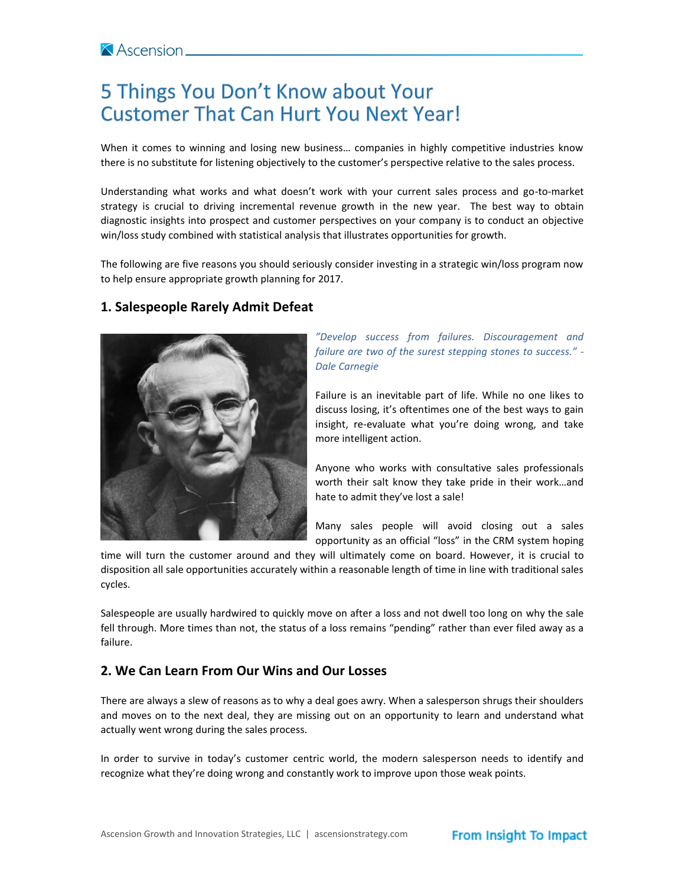# 5 Things You Don't Know about Your Customer That Can Hurt You Next Year!

When it comes to winning and losing new business… companies in highly competitive industries know there is no substitute for listening objectively to the customer's perspective relative to the sales process.

Understanding what works and what doesn't work with your current sales process and go-to-market strategy is crucial to driving incremental revenue growth in the new year. The best way to obtain diagnostic insights into prospect and customer perspectives on your company is to conduct an objective win/loss study combined with statistical analysis that illustrates opportunities for growth.

The following are five reasons you should seriously consider investing in a strategic win/loss program now to help ensure appropriate growth planning for 2017.

## 1. Salespeople Rarely Admit Defeat

*"Develop success from failures. Discouragement and failure are two of the surest stepping stones to success." - Dale Carnegie*

Failure is an inevitable part of life. While no one likes to discuss losing, it's oftentimes one of the best ways to gain insight, re-evaluate what you're doing wrong, and take more intelligent action.

Anyone who works with consultative sales professionals worth their salt know they take pride in their work…and hate to admit they've lost a sale!

Many sales people will avoid closing out a sales opportunity as an official "loss" in the CRM system hoping time will turn the customer around and they will ultimately come on board. However, it is crucial to disposition all sale opportunities accurately within a reasonable length of time in line with traditional sales cycles.

Salespeople are usually hardwired to quickly move on after a loss and not dwell too long on why the sale fell through. More times than not, the status of a loss remains "pending" rather than ever filed away as a failure.

## 2. We Can Learn From Our Wins and Our Losses

There are always a slew of reasons as to why a deal goes awry. When a salesperson shrugs their shoulders and moves on to the next deal, they are missing out on an opportunity to learn and understand what actually went wrong during the sales process.

In order to survive in today's customer centric world, the modern salesperson needs to identify and recognize what they're doing wrong and constantly work to improve upon those weak points.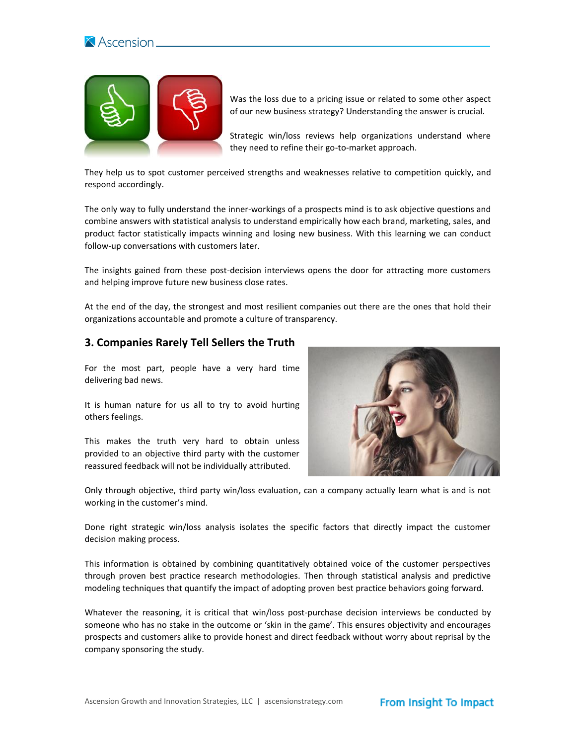Was the loss due to a pricing issue or related to some other aspect of our new business strategy? Understanding the answer is crucial.

Strategic win/loss reviews help organizations understand where they need to refine their go-to-market approach.

They help us to spot customer perceived strengths and weaknesses relative to competition quickly, and respond accordingly.

The only way to fully understand the inner-workings of a prospects mind is to ask objective questions and combine answers with statistical analysis to understand empirically how each brand, marketing, sales, and product factor statistically impacts winning and losing new business. With this learning we can conduct follow-up conversations with customers later.

The insights gained from these post-decision interviews opens the door for attracting more customers and helping improve future new business close rates.

At the end of the day, the strongest and most resilient companies out there are the ones that hold their organizations accountable and promote a culture of transparency.

## 3. Companies Rarely Tell Sellers the Truth

For the most part, people have a very hard time delivering bad news.

It is human nature for us all to try to avoid hurting others feelings.

This makes the truth very hard to obtain unless provided to an objective third party with the customer reassured feedback will not be individually attributed.

Only through objective, third party win/loss evaluation, can a company actually learn what is and is not working in the customer's mind.

Done right strategic win/loss analysis isolates the specific factors that directly impact the customer decision making process.

This information is obtained by combining quantitatively obtained voice of the customer perspectives through proven best practice research methodologies. Then through statistical analysis and predictive modeling techniques that quantify the impact of adopting proven best practice behaviors going forward.

Whatever the reasoning, it is critical that win/loss post-purchase decision interviews be conducted by someone who has no stake in the outcome or 'skin in the game'. This ensures objectivity and encourages prospects and customers alike to provide honest and direct feedback without worry about reprisal by the company sponsoring the study.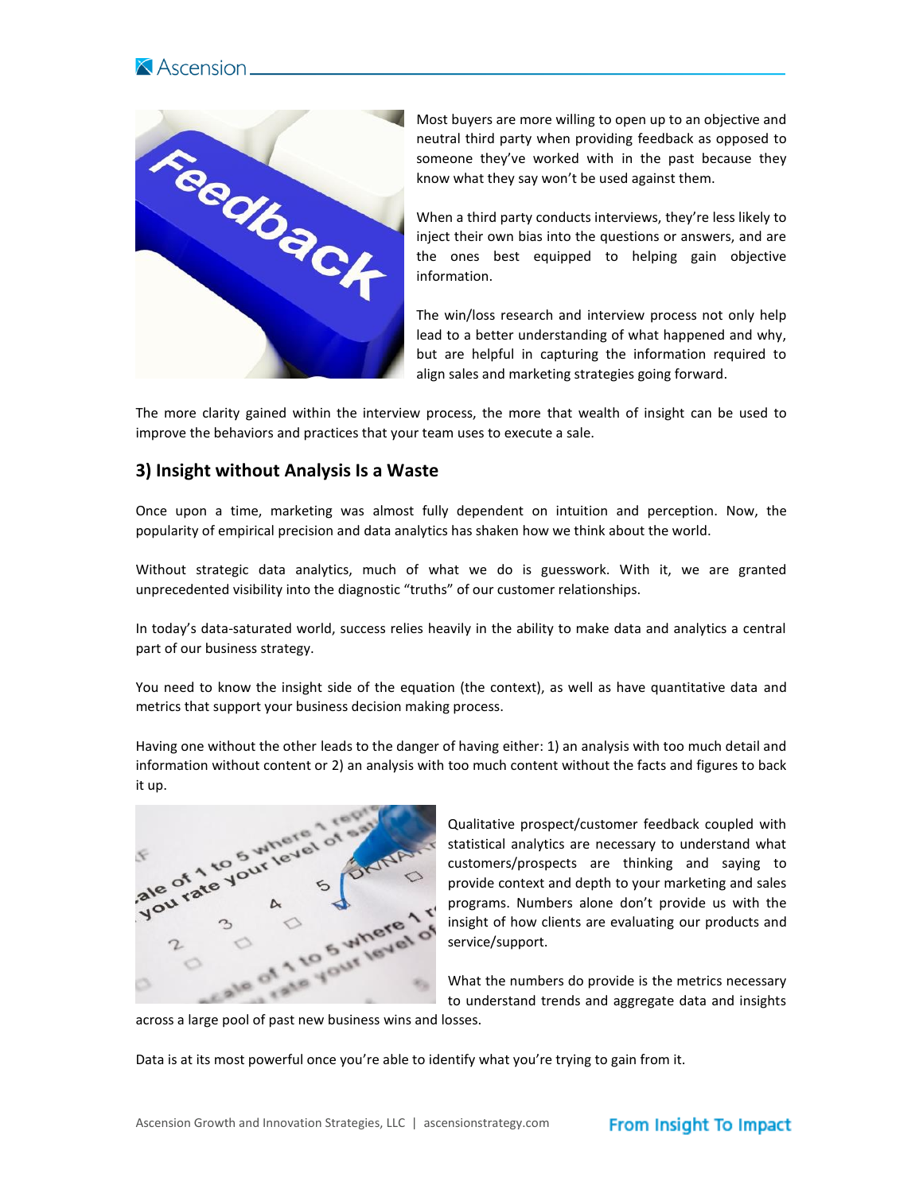Most buyers are more willing to open up to an objective and neutral third party when providing feedback as opposed to someone they've worked with in the past because they know what they say won't be used against them.

When a third party conducts interviews, they're less likely to inject their own bias into the questions or answers, and are the ones best equipped to helping gain objective information.

The win/loss research and interview process not only help lead to a better understanding of what happened and why, but are helpful in capturing the information required to align sales and marketing strategies going forward.

The more clarity gained within the interview process, the more that wealth of insight can be used to improve the behaviors and practices that your team uses to execute a sale.

## 3) Insight without Analysis Is a Waste

Once upon a time, marketing was almost fully dependent on intuition and perception. Now, the popularity of empirical precision and data analytics has shaken how we think about the world.

Without strategic data analytics, much of what we do is guesswork. With it, we are granted unprecedented visibility into the diagnostic "truths" of our customer relationships.

In today's data-saturated world, success relies heavily in the ability to make data and analytics a central part of our business strategy.

You need to know the insight side of the equation (the context), as well as have quantitative data and metrics that support your business decision making process.

Having one without the other leads to the danger of having either: 1) an analysis with too much detail and information without content or 2) an analysis with too much content without the facts and figures to back it up.

Qualitative prospect/customer feedback coupled with statistical analytics are necessary to understand what customers/prospects are thinking and saying to provide context and depth to your marketing and sales programs. Numbers alone don't provide us with the insight of how clients are evaluating our products and service/support.

What the numbers do provide is the metrics necessary to understand trends and aggregate data and insights across a large pool of past new business wins and losses.

Data is at its most powerful once you're able to identify what you're trying to gain from it.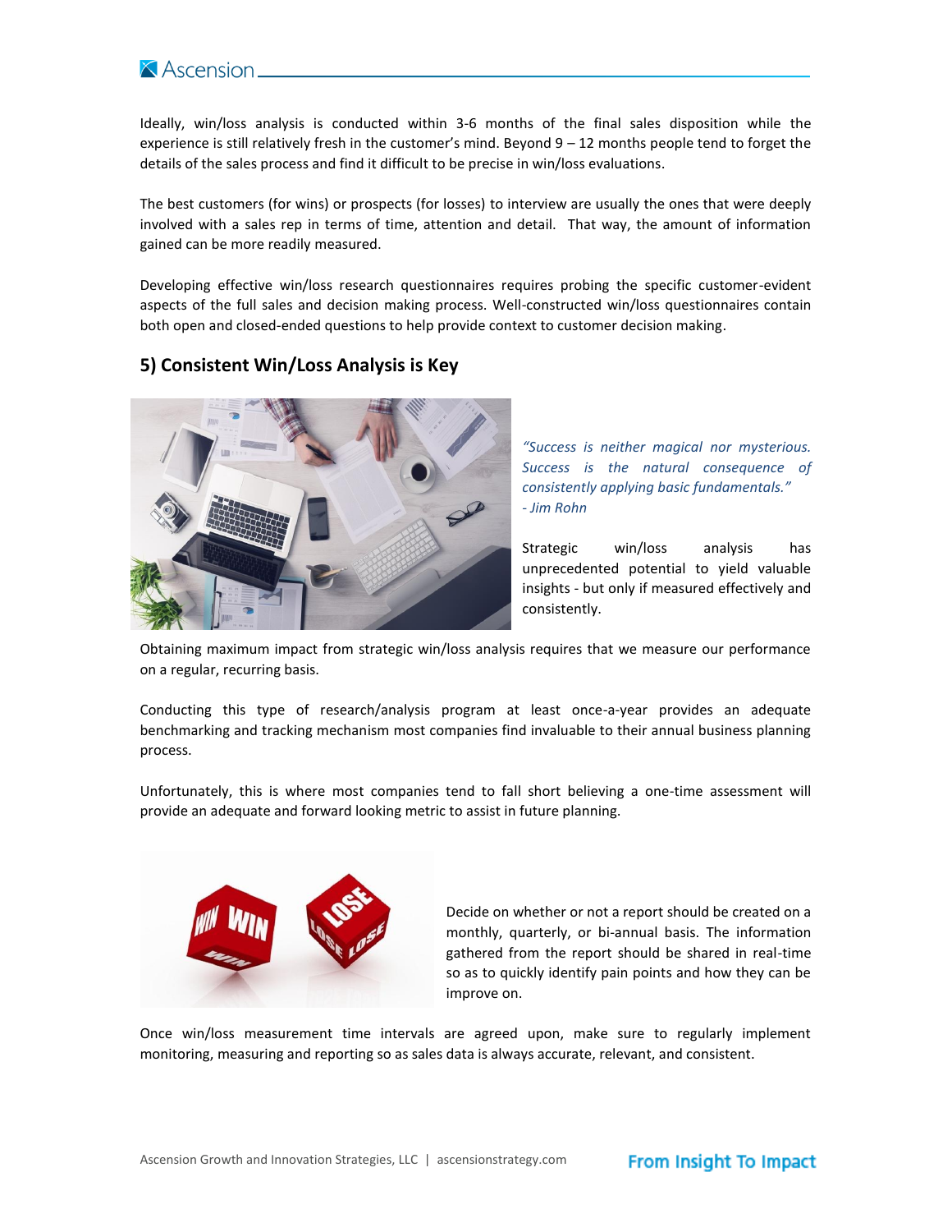Ideally, win/loss analysis is conducted within 3-6 months of the final sales disposition while the experience is still relatively fresh in the customer's mind. Beyond 9 – 12 months people tend to forget the details of the sales process and find it difficult to be precise in win/loss evaluations.

The best customers (for wins) or prospects (for losses) to interview are usually the ones that were deeply involved with a sales rep in terms of time, attention and detail. That way, the amount of information gained can be more readily measured.

Developing effective win/loss research questionnaires requires probing the specific customer-evident aspects of the full sales and decision making process. Well-constructed win/loss questionnaires contain both open and closed-ended questions to help provide context to customer decision making.

## 5) Consistent Win/Loss Analysis is Key

*"Success is neither magical nor mysterious. Success is the natural consequence of consistently applying basic fundamentals."*
*- Jim Rohn*

Strategic win/loss analysis has unprecedented potential to yield valuable insights - but only if measured effectively and consistently.

Obtaining maximum impact from strategic win/loss analysis requires that we measure our performance on a regular, recurring basis.

Conducting this type of research/analysis program at least once-a-year provides an adequate benchmarking and tracking mechanism most companies find invaluable to their annual business planning process.

Unfortunately, this is where most companies tend to fall short believing a one-time assessment will provide an adequate and forward looking metric to assist in future planning.

Decide on whether or not a report should be created on a monthly, quarterly, or bi-annual basis. The information gathered from the report should be shared in real-time so as to quickly identify pain points and how they can be improve on.

Once win/loss measurement time intervals are agreed upon, make sure to regularly implement monitoring, measuring and reporting so as sales data is always accurate, relevant, and consistent.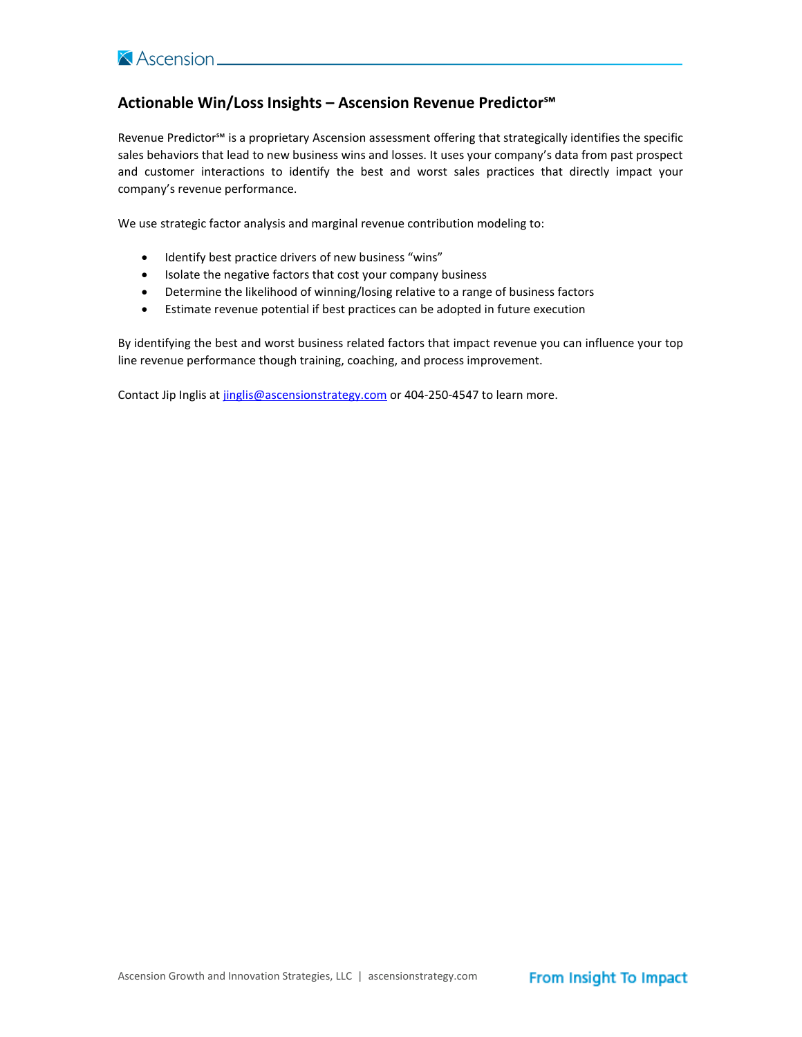## Actionable Win/Loss Insights – Ascension Revenue Predictor℠

Revenue Predictor℠ is a proprietary Ascension assessment offering that strategically identifies the specific sales behaviors that lead to new business wins and losses. It uses your company's data from past prospect and customer interactions to identify the best and worst sales practices that directly impact your company's revenue performance.

We use strategic factor analysis and marginal revenue contribution modeling to:

- Identify best practice drivers of new business "wins"
- Isolate the negative factors that cost your company business
- Determine the likelihood of winning/losing relative to a range of business factors
- Estimate revenue potential if best practices can be adopted in future execution

By identifying the best and worst business related factors that impact revenue you can influence your top line revenue performance though training, coaching, and process improvement.

Contact Jip Inglis at jinglis@ascensionstrategy.com or 404-250-4547 to learn more.